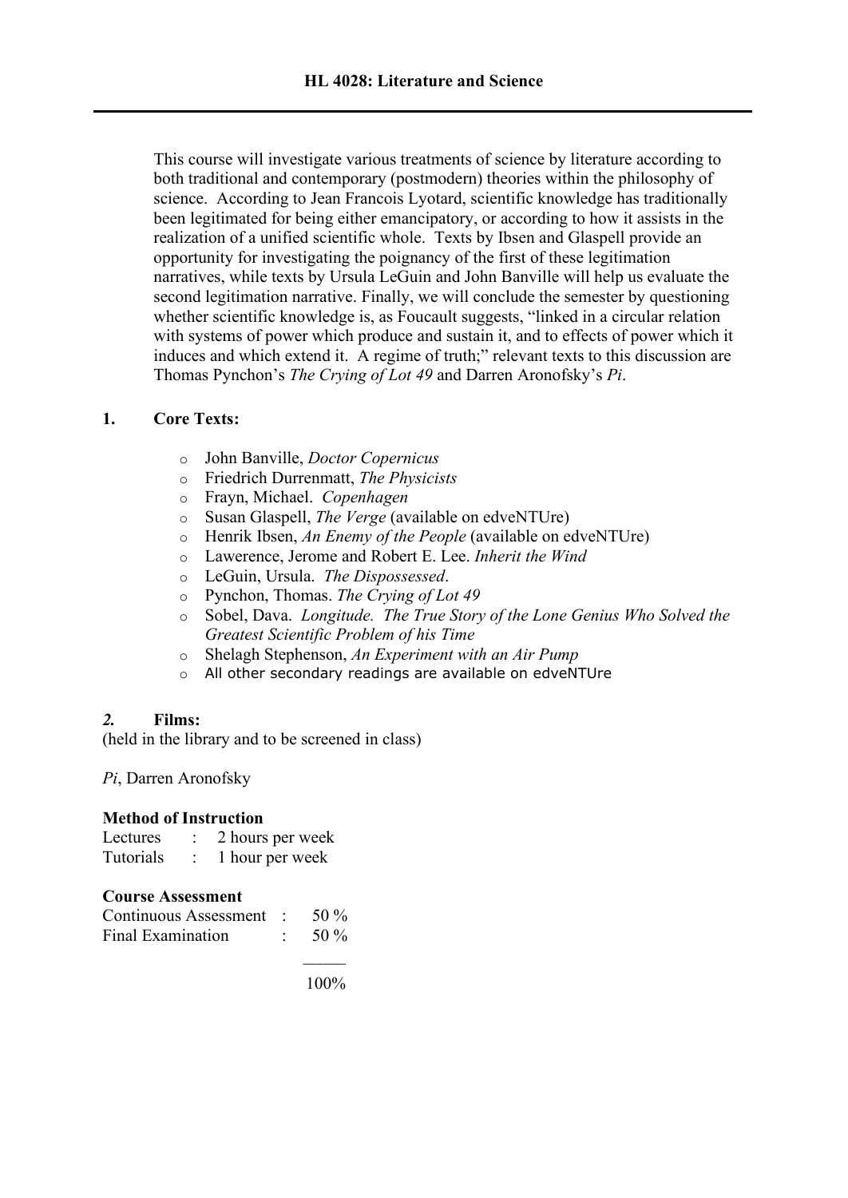# HL 4028: Literature and Science

This course will investigate various treatments of science by literature according to both traditional and contemporary (postmodern) theories within the philosophy of science. According to Jean Francois Lyotard, scientific knowledge has traditionally been legitimated for being either emancipatory, or according to how it assists in the realization of a unified scientific whole. Texts by Ibsen and Glaspell provide an opportunity for investigating the poignancy of the first of these legitimation narratives, while texts by Ursula LeGuin and John Banville will help us evaluate the second legitimation narrative. Finally, we will conclude the semester by questioning whether scientific knowledge is, as Foucault suggests, "linked in a circular relation with systems of power which produce and sustain it, and to effects of power which it induces and which extend it. A regime of truth;" relevant texts to this discussion are Thomas Pynchon's *The Crying of Lot 49* and Darren Aronofsky's *Pi*.

## 1. Core Texts:

- John Banville, *Doctor Copernicus*
- Friedrich Durrenmatt, *The Physicists*
- Frayn, Michael. *Copenhagen*
- Susan Glaspell, *The Verge* (available on edveNTUre)
- Henrik Ibsen, *An Enemy of the People* (available on edveNTUre)
- Lawerence, Jerome and Robert E. Lee. *Inherit the Wind*
- LeGuin, Ursula. *The Dispossessed*.
- Pynchon, Thomas. *The Crying of Lot 49*
- Sobel, Dava. *Longitude. The True Story of the Lone Genius Who Solved the Greatest Scientific Problem of his Time*
- Shelagh Stephenson, *An Experiment with an Air Pump*
- All other secondary readings are available on edveNTUre

## *2.* Films:

(held in the library and to be screened in class)

*Pi*, Darren Aronofsky

**Method of Instruction**

Lectures : 2 hours per week
Tutorials : 1 hour per week

**Course Assessment**

| | | |
|---|---|---|
| Continuous Assessment | : | 50 % |
| Final Examination | : | 50 % |
| | | 100% |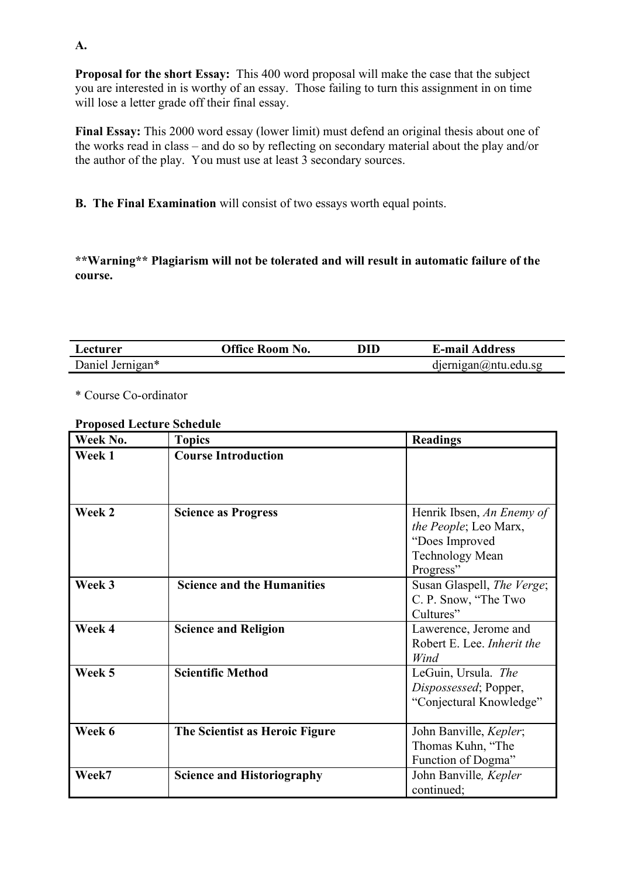**A.**

**Proposal for the short Essay:** This 400 word proposal will make the case that the subject you are interested in is worthy of an essay. Those failing to turn this assignment in on time will lose a letter grade off their final essay.

**Final Essay:** This 2000 word essay (lower limit) must defend an original thesis about one of the works read in class – and do so by reflecting on secondary material about the play and/or the author of the play. You must use at least 3 secondary sources.

**B. The Final Examination** will consist of two essays worth equal points.

****Warning** Plagiarism will not be tolerated and will result in automatic failure of the course.**

| Lecturer | Office Room No. | DID | E-mail Address |
|---|---|---|---|
| Daniel Jernigan* | | | djernigan@ntu.edu.sg |

* Course Co-ordinator

**Proposed Lecture Schedule**

| Week No. | Topics | Readings |
|---|---|---|
| **Week 1** | **Course Introduction** | |
| **Week 2** | **Science as Progress** | Henrik Ibsen, *An Enemy of the People*; Leo Marx, "Does Improved Technology Mean Progress" |
| **Week 3** | **Science and the Humanities** | Susan Glaspell, *The Verge*; C. P. Snow, "The Two Cultures" |
| **Week 4** | **Science and Religion** | Lawerence, Jerome and Robert E. Lee. *Inherit the Wind* |
| **Week 5** | **Scientific Method** | LeGuin, Ursula. *The Dispossessed*; Popper, "Conjectural Knowledge" |
| **Week 6** | **The Scientist as Heroic Figure** | John Banville, *Kepler*; Thomas Kuhn, "The Function of Dogma" |
| **Week7** | **Science and Historiography** | John Banville, *Kepler* continued; |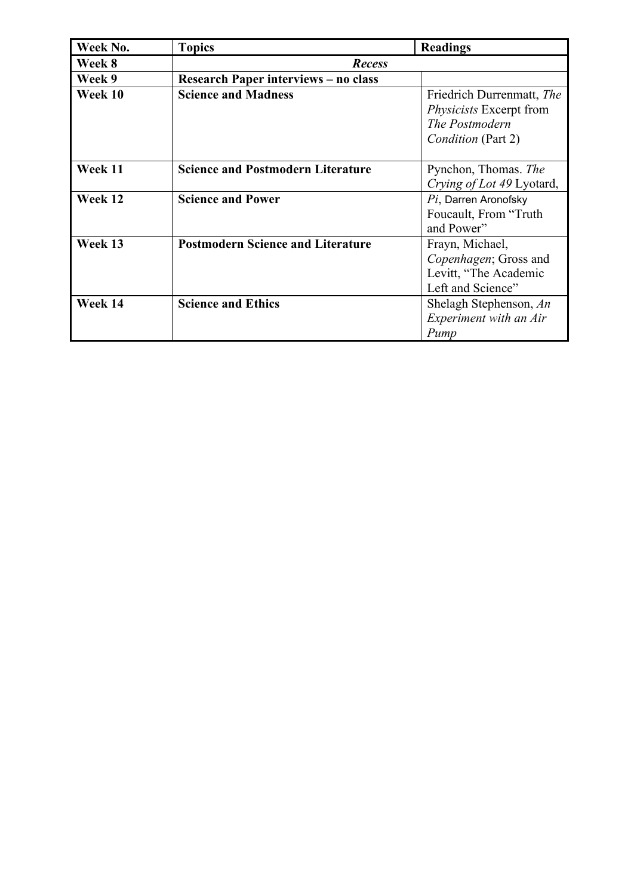| Week No. | Topics | Readings |
|---|---|---|
| **Week 8** | ***Recess*** | |
| **Week 9** | **Research Paper interviews – no class** | |
| **Week 10** | **Science and Madness** | Friedrich Durrenmatt, *The Physicists* Excerpt from *The Postmodern Condition* (Part 2) |
| **Week 11** | **Science and Postmodern Literature** | Pynchon, Thomas. *The Crying of Lot 49* Lyotard, |
| **Week 12** | **Science and Power** | *Pi*, Darren Aronofsky Foucault, From "Truth and Power" |
| **Week 13** | **Postmodern Science and Literature** | Frayn, Michael, *Copenhagen*; Gross and Levitt, "The Academic Left and Science" |
| **Week 14** | **Science and Ethics** | Shelagh Stephenson, *An Experiment with an Air Pump* |